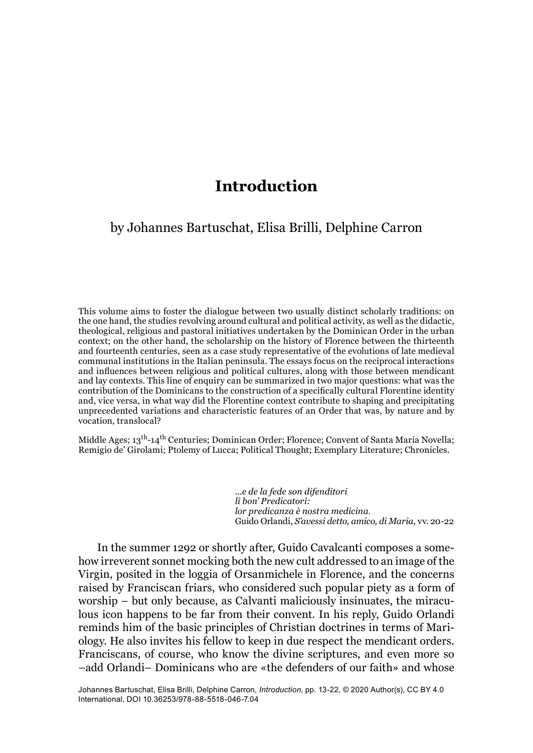# Introduction

## by Johannes Bartuschat, Elisa Brilli, Delphine Carron

This volume aims to foster the dialogue between two usually distinct scholarly traditions: on the one hand, the studies revolving around cultural and political activity, as well as the didactic, theological, religious and pastoral initiatives undertaken by the Dominican Order in the urban context; on the other hand, the scholarship on the history of Florence between the thirteenth and fourteenth centuries, seen as a case study representative of the evolutions of late medieval communal institutions in the Italian peninsula. The essays focus on the reciprocal interactions and influences between religious and political cultures, along with those between mendicant and lay contexts. This line of enquiry can be summarized in two major questions: what was the contribution of the Dominicans to the construction of a specifically cultural Florentine identity and, vice versa, in what way did the Florentine context contribute to shaping and precipitating unprecedented variations and characteristic features of an Order that was, by nature and by vocation, translocal?

Middle Ages; $13^{th}$-$14^{th}$ Centuries; Dominican Order; Florence; Convent of Santa Maria Novella; Remigio de' Girolami; Ptolemy of Lucca; Political Thought; Exemplary Literature; Chronicles.

> *...e de la fede son difenditori*
> *li bon' Predicatori:*
> *lor predicanza è nostra medicina.*
> Guido Orlandi, *S'avessi detto, amico, di Maria*, vv. 20-22

In the summer 1292 or shortly after, Guido Cavalcanti composes a somehow irreverent sonnet mocking both the new cult addressed to an image of the Virgin, posited in the loggia of Orsanmichele in Florence, and the concerns raised by Franciscan friars, who considered such popular piety as a form of worship – but only because, as Calvanti maliciously insinuates, the miraculous icon happens to be far from their convent. In his reply, Guido Orlandi reminds him of the basic principles of Christian doctrines in terms of Mariology. He also invites his fellow to keep in due respect the mendicant orders. Franciscans, of course, who know the divine scriptures, and even more so –add Orlandi– Dominicans who are «the defenders of our faith» and whose

Johannes Bartuschat, Elisa Brilli, Delphine Carron, *Introduction*, pp. 13-22, © 2020 Author(s), CC BY 4.0 International, DOI 10.36253/978-88-5518-046-7.04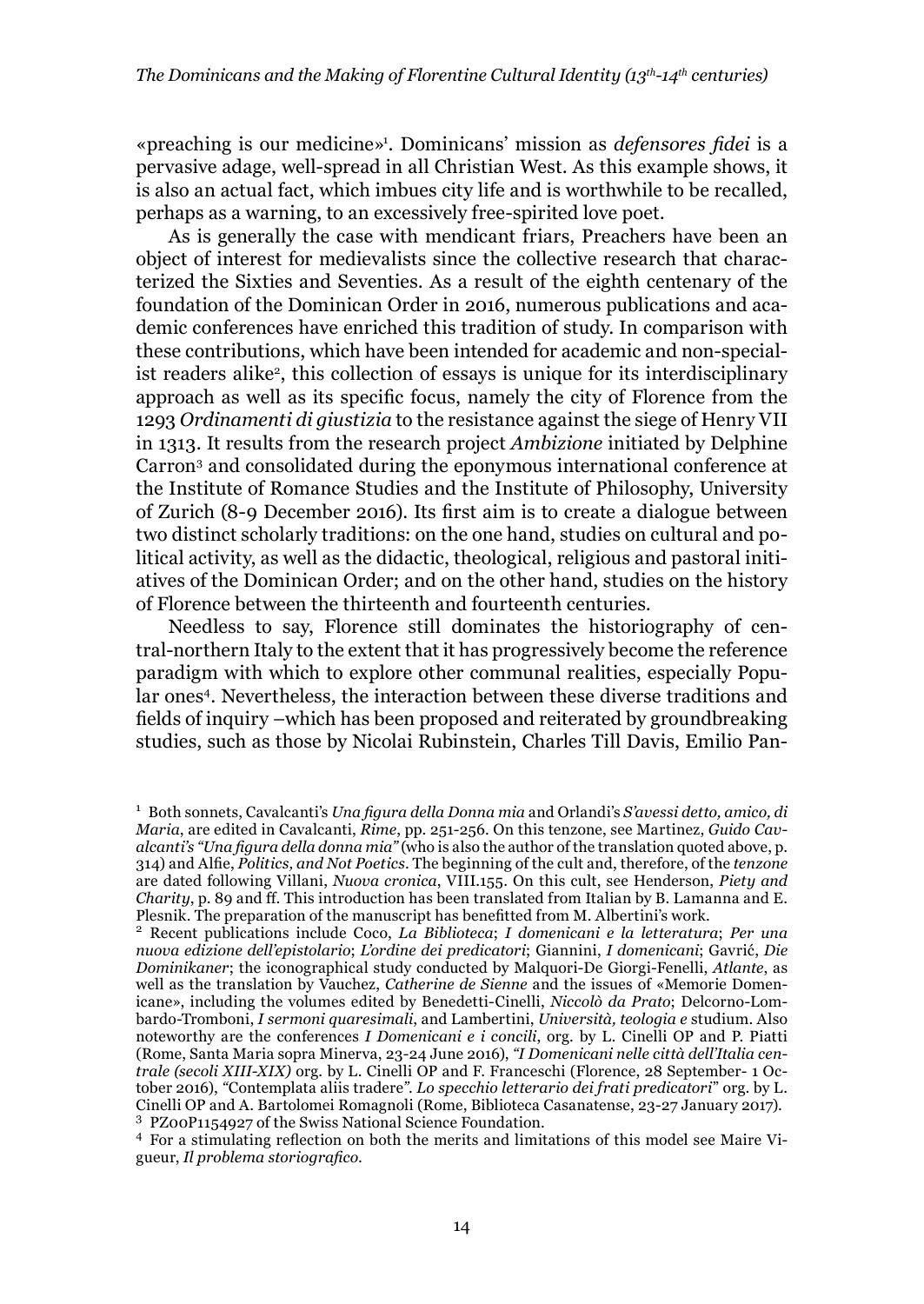«preaching is our medicine»[1]. Dominicans' mission as *defensores fidei* is a pervasive adage, well-spread in all Christian West. As this example shows, it is also an actual fact, which imbues city life and is worthwhile to be recalled, perhaps as a warning, to an excessively free-spirited love poet.

As is generally the case with mendicant friars, Preachers have been an object of interest for medievalists since the collective research that characterized the Sixties and Seventies. As a result of the eighth centenary of the foundation of the Dominican Order in 2016, numerous publications and academic conferences have enriched this tradition of study. In comparison with these contributions, which have been intended for academic and non-specialist readers alike[2], this collection of essays is unique for its interdisciplinary approach as well as its specific focus, namely the city of Florence from the 1293 *Ordinamenti di giustizia* to the resistance against the siege of Henry VII in 1313. It results from the research project *Ambizione* initiated by Delphine Carron[3] and consolidated during the eponymous international conference at the Institute of Romance Studies and the Institute of Philosophy, University of Zurich (8-9 December 2016). Its first aim is to create a dialogue between two distinct scholarly traditions: on the one hand, studies on cultural and political activity, as well as the didactic, theological, religious and pastoral initiatives of the Dominican Order; and on the other hand, studies on the history of Florence between the thirteenth and fourteenth centuries.

Needless to say, Florence still dominates the historiography of central-northern Italy to the extent that it has progressively become the reference paradigm with which to explore other communal realities, especially Popular ones[4]. Nevertheless, the interaction between these diverse traditions and fields of inquiry –which has been proposed and reiterated by groundbreaking studies, such as those by Nicolai Rubinstein, Charles Till Davis, Emilio Pan-

---

[1] Both sonnets, Cavalcanti's *Una figura della Donna mia* and Orlandi's *S'avessi detto, amico, di Maria*, are edited in Cavalcanti, *Rime*, pp. 251-256. On this tenzone, see Martinez, *Guido Cavalcanti's "Una figura della donna mia"* (who is also the author of the translation quoted above, p. 314) and Alfie, *Politics, and Not Poetics*. The beginning of the cult and, therefore, of the *tenzone* are dated following Villani, *Nuova cronica*, VIII.155. On this cult, see Henderson, *Piety and Charity*, p. 89 and ff. This introduction has been translated from Italian by B. Lamanna and E. Plesnik. The preparation of the manuscript has benefitted from M. Albertini's work.

[2] Recent publications include Coco, *La Biblioteca*; *I domenicani e la letteratura*; *Per una nuova edizione dell'epistolario*; *L'ordine dei predicatori*; Giannini, *I domenicani*; Gavrić, *Die Dominikaner*; the iconographical study conducted by Malquori-De Giorgi-Fenelli, *Atlante*, as well as the translation by Vauchez, *Catherine de Sienne* and the issues of «Memorie Domenicane», including the volumes edited by Benedetti-Cinelli, *Niccolò da Prato*; Delcorno-Lombardo-Tromboni, *I sermoni quaresimali*, and Lambertini, *Università, teologia e* studium. Also noteworthy are the conferences *I Domenicani e i concili*, org. by L. Cinelli OP and P. Piatti (Rome, Santa Maria sopra Minerva, 23-24 June 2016), *"I Domenicani nelle città dell'Italia centrale (secoli XIII-XIX)* org. by L. Cinelli OP and F. Franceschi (Florence, 28 September- 1 October 2016), *"*Contemplata aliis tradere*". Lo specchio letterario dei frati predicatori*" org. by L. Cinelli OP and A. Bartolomei Romagnoli (Rome, Biblioteca Casanatense, 23-27 January 2017).

[3] PZ00P1154927 of the Swiss National Science Foundation.

[4] For a stimulating reflection on both the merits and limitations of this model see Maire Vigueur, *Il problema storiografico*.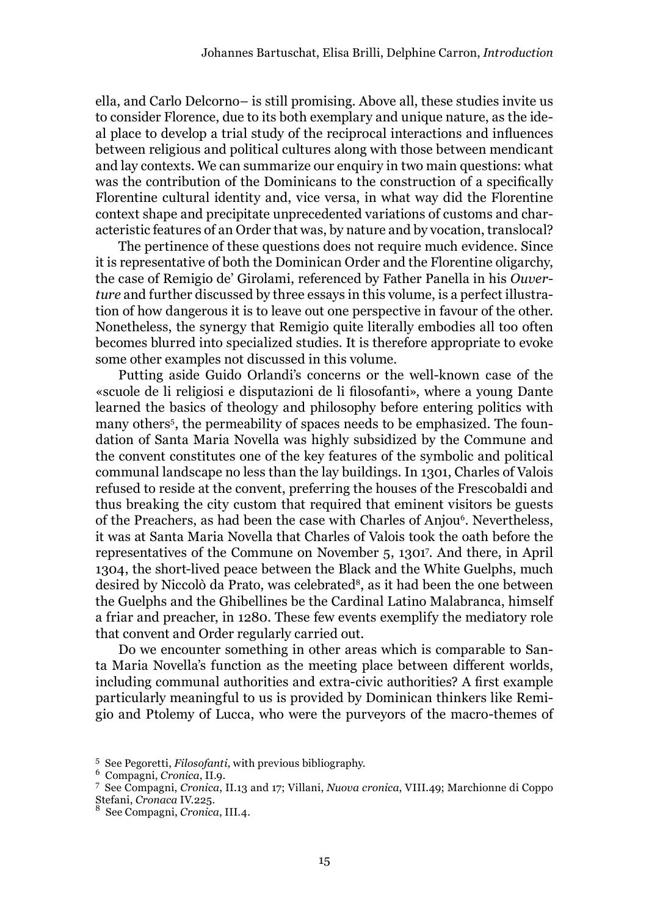ella, and Carlo Delcorno– is still promising. Above all, these studies invite us to consider Florence, due to its both exemplary and unique nature, as the ideal place to develop a trial study of the reciprocal interactions and influences between religious and political cultures along with those between mendicant and lay contexts. We can summarize our enquiry in two main questions: what was the contribution of the Dominicans to the construction of a specifically Florentine cultural identity and, vice versa, in what way did the Florentine context shape and precipitate unprecedented variations of customs and characteristic features of an Order that was, by nature and by vocation, translocal?

The pertinence of these questions does not require much evidence. Since it is representative of both the Dominican Order and the Florentine oligarchy, the case of Remigio de' Girolami, referenced by Father Panella in his *Ouverture* and further discussed by three essays in this volume, is a perfect illustration of how dangerous it is to leave out one perspective in favour of the other. Nonetheless, the synergy that Remigio quite literally embodies all too often becomes blurred into specialized studies. It is therefore appropriate to evoke some other examples not discussed in this volume.

Putting aside Guido Orlandi's concerns or the well-known case of the «scuole de li religiosi e disputazioni de li filosofanti», where a young Dante learned the basics of theology and philosophy before entering politics with many others[5], the permeability of spaces needs to be emphasized. The foundation of Santa Maria Novella was highly subsidized by the Commune and the convent constitutes one of the key features of the symbolic and political communal landscape no less than the lay buildings. In 1301, Charles of Valois refused to reside at the convent, preferring the houses of the Frescobaldi and thus breaking the city custom that required that eminent visitors be guests of the Preachers, as had been the case with Charles of Anjou[6]. Nevertheless, it was at Santa Maria Novella that Charles of Valois took the oath before the representatives of the Commune on November 5, 1301[7]. And there, in April 1304, the short-lived peace between the Black and the White Guelphs, much desired by Niccolò da Prato, was celebrated[8], as it had been the one between the Guelphs and the Ghibellines be the Cardinal Latino Malabranca, himself a friar and preacher, in 1280. These few events exemplify the mediatory role that convent and Order regularly carried out.

Do we encounter something in other areas which is comparable to Santa Maria Novella's function as the meeting place between different worlds, including communal authorities and extra-civic authorities? A first example particularly meaningful to us is provided by Dominican thinkers like Remigio and Ptolemy of Lucca, who were the purveyors of the macro-themes of

[5] See Pegoretti, *Filosofanti*, with previous bibliography.

[6] Compagni, *Cronica*, II.9.

[7] See Compagni, *Cronica*, II.13 and 17; Villani, *Nuova cronica*, VIII.49; Marchionne di Coppo Stefani, *Cronaca* IV.225.

[8] See Compagni, *Cronica*, III.4.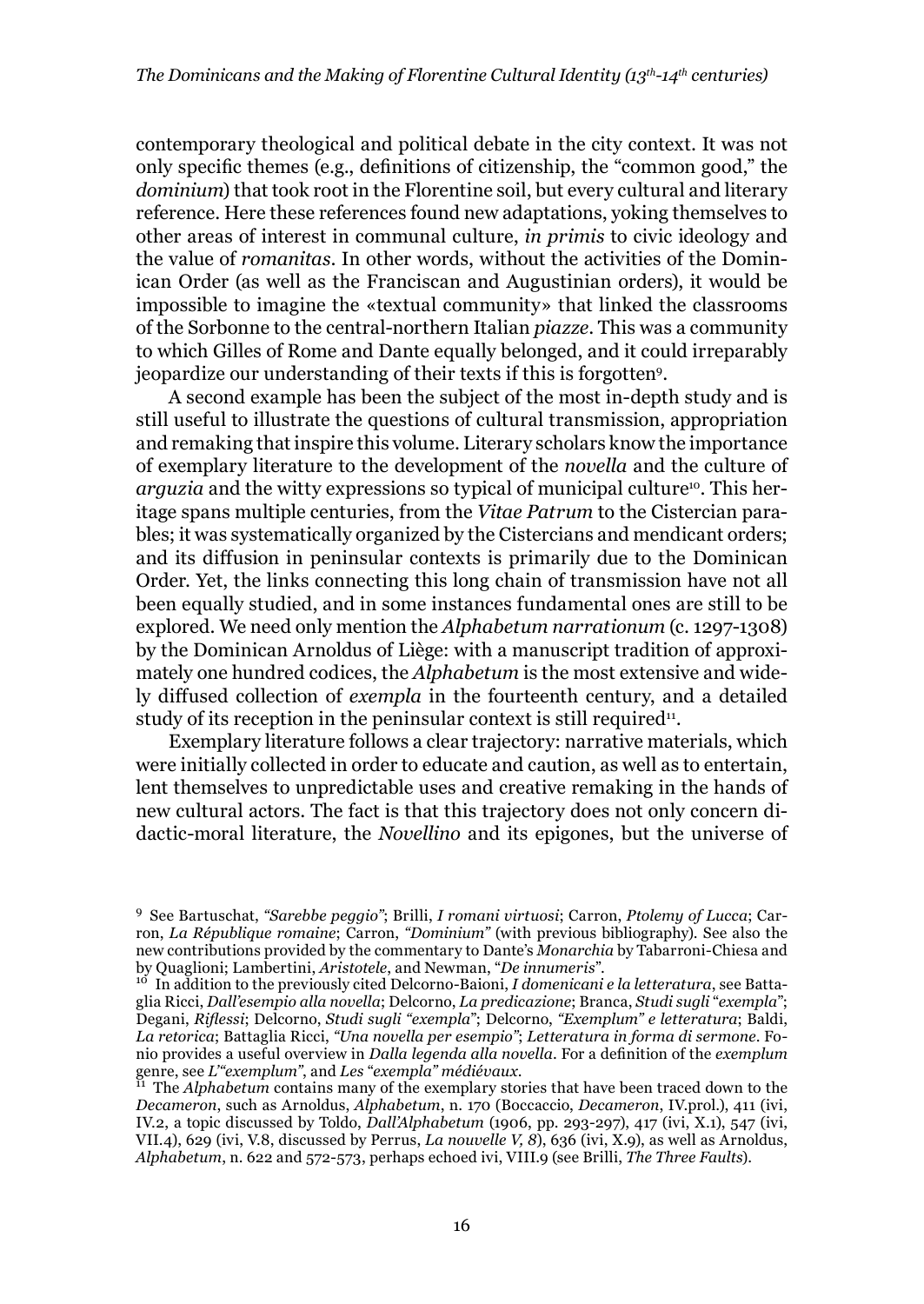contemporary theological and political debate in the city context. It was not only specific themes (e.g., definitions of citizenship, the "common good," the *dominium*) that took root in the Florentine soil, but every cultural and literary reference. Here these references found new adaptations, yoking themselves to other areas of interest in communal culture, *in primis* to civic ideology and the value of *romanitas*. In other words, without the activities of the Dominican Order (as well as the Franciscan and Augustinian orders), it would be impossible to imagine the «textual community» that linked the classrooms of the Sorbonne to the central-northern Italian *piazze*. This was a community to which Gilles of Rome and Dante equally belonged, and it could irreparably jeopardize our understanding of their texts if this is forgotten[9].

A second example has been the subject of the most in-depth study and is still useful to illustrate the questions of cultural transmission, appropriation and remaking that inspire this volume. Literary scholars know the importance of exemplary literature to the development of the *novella* and the culture of *arguzia* and the witty expressions so typical of municipal culture[10]. This heritage spans multiple centuries, from the *Vitae Patrum* to the Cistercian parables; it was systematically organized by the Cistercians and mendicant orders; and its diffusion in peninsular contexts is primarily due to the Dominican Order. Yet, the links connecting this long chain of transmission have not all been equally studied, and in some instances fundamental ones are still to be explored. We need only mention the *Alphabetum narrationum* (c. 1297-1308) by the Dominican Arnoldus of Liège: with a manuscript tradition of approximately one hundred codices, the *Alphabetum* is the most extensive and widely diffused collection of *exempla* in the fourteenth century, and a detailed study of its reception in the peninsular context is still required[11].

Exemplary literature follows a clear trajectory: narrative materials, which were initially collected in order to educate and caution, as well as to entertain, lent themselves to unpredictable uses and creative remaking in the hands of new cultural actors. The fact is that this trajectory does not only concern didactic-moral literature, the *Novellino* and its epigones, but the universe of

---

[9] See Bartuschat, *"Sarebbe peggio"*; Brilli, *I romani virtuosi*; Carron, *Ptolemy of Lucca*; Carron, *La République romaine*; Carron, *"Dominium"* (with previous bibliography). See also the new contributions provided by the commentary to Dante's *Monarchia* by Tabarroni-Chiesa and by Quaglioni; Lambertini, *Aristotele*, and Newman, "*De innumeris*".

[10] In addition to the previously cited Delcorno-Baioni, *I domenicani e la letteratura*, see Battaglia Ricci, *Dall'esempio alla novella*; Delcorno, *La predicazione*; Branca, *Studi sugli "exempla"*; Degani, *Riflessi*; Delcorno, *Studi sugli "exempla"*; Delcorno, *"Exemplum" e letteratura*; Baldi, *La retorica*; Battaglia Ricci, *"Una novella per esempio"*; *Letteratura in forma di sermone*. Fonio provides a useful overview in *Dalla legenda alla novella*. For a definition of the *exemplum* genre, see *L'"exemplum"*, and *Les "exempla" médiévaux*.

[11] The *Alphabetum* contains many of the exemplary stories that have been traced down to the *Decameron*, such as Arnoldus, *Alphabetum*, n. 170 (Boccaccio, *Decameron*, IV.prol.), 411 (ivi, IV.2, a topic discussed by Toldo, *Dall'Alphabetum* (1906, pp. 293-297), 417 (ivi, X.1), 547 (ivi, VII.4), 629 (ivi, V.8, discussed by Perrus, *La nouvelle V, 8*), 636 (ivi, X.9), as well as Arnoldus, *Alphabetum*, n. 622 and 572-573, perhaps echoed ivi, VIII.9 (see Brilli, *The Three Faults*).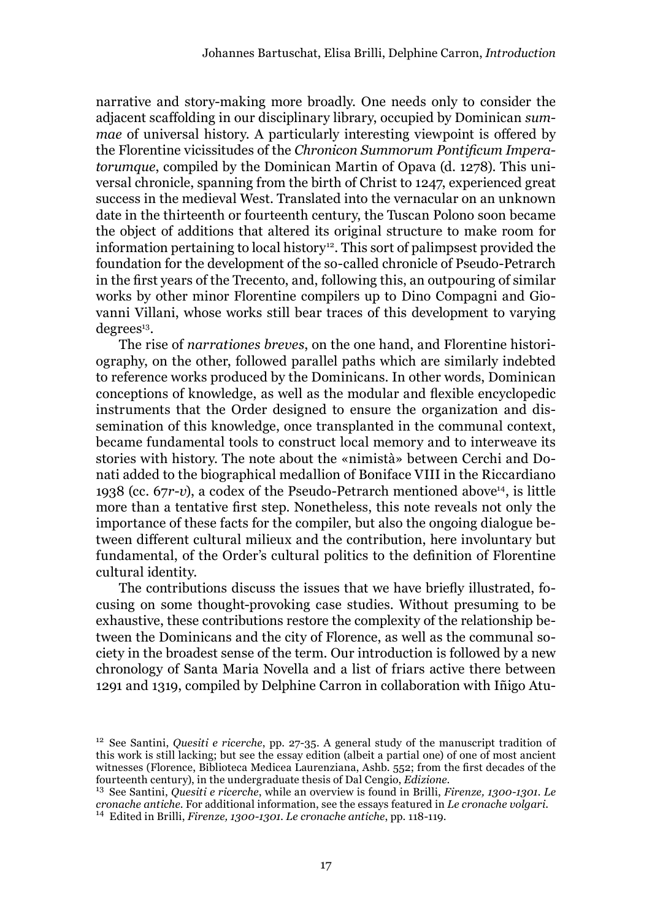narrative and story-making more broadly. One needs only to consider the adjacent scaffolding in our disciplinary library, occupied by Dominican *summae* of universal history. A particularly interesting viewpoint is offered by the Florentine vicissitudes of the *Chronicon Summorum Pontificum Imperatorumque*, compiled by the Dominican Martin of Opava (d. 1278). This universal chronicle, spanning from the birth of Christ to 1247, experienced great success in the medieval West. Translated into the vernacular on an unknown date in the thirteenth or fourteenth century, the Tuscan Polono soon became the object of additions that altered its original structure to make room for information pertaining to local history[12]. This sort of palimpsest provided the foundation for the development of the so-called chronicle of Pseudo-Petrarch in the first years of the Trecento, and, following this, an outpouring of similar works by other minor Florentine compilers up to Dino Compagni and Giovanni Villani, whose works still bear traces of this development to varying degrees[13].

The rise of *narrationes breves*, on the one hand, and Florentine historiography, on the other, followed parallel paths which are similarly indebted to reference works produced by the Dominicans. In other words, Dominican conceptions of knowledge, as well as the modular and flexible encyclopedic instruments that the Order designed to ensure the organization and dissemination of this knowledge, once transplanted in the communal context, became fundamental tools to construct local memory and to interweave its stories with history. The note about the «nimistà» between Cerchi and Donati added to the biographical medallion of Boniface VIII in the Riccardiano 1938 (cc. 67*r*-*v*), a codex of the Pseudo-Petrarch mentioned above[14], is little more than a tentative first step. Nonetheless, this note reveals not only the importance of these facts for the compiler, but also the ongoing dialogue between different cultural milieux and the contribution, here involuntary but fundamental, of the Order's cultural politics to the definition of Florentine cultural identity.

The contributions discuss the issues that we have briefly illustrated, focusing on some thought-provoking case studies. Without presuming to be exhaustive, these contributions restore the complexity of the relationship between the Dominicans and the city of Florence, as well as the communal society in the broadest sense of the term. Our introduction is followed by a new chronology of Santa Maria Novella and a list of friars active there between 1291 and 1319, compiled by Delphine Carron in collaboration with Iñigo Atu-

---

[12] See Santini, *Quesiti e ricerche*, pp. 27-35. A general study of the manuscript tradition of this work is still lacking; but see the essay edition (albeit a partial one) of one of most ancient witnesses (Florence, Biblioteca Medicea Laurenziana, Ashb. 552; from the first decades of the fourteenth century), in the undergraduate thesis of Dal Cengio, *Edizione*.

[13] See Santini, *Quesiti e ricerche*, while an overview is found in Brilli, *Firenze, 1300-1301. Le cronache antiche*. For additional information, see the essays featured in *Le cronache volgari*.

[14] Edited in Brilli, *Firenze, 1300-1301. Le cronache antiche*, pp. 118-119.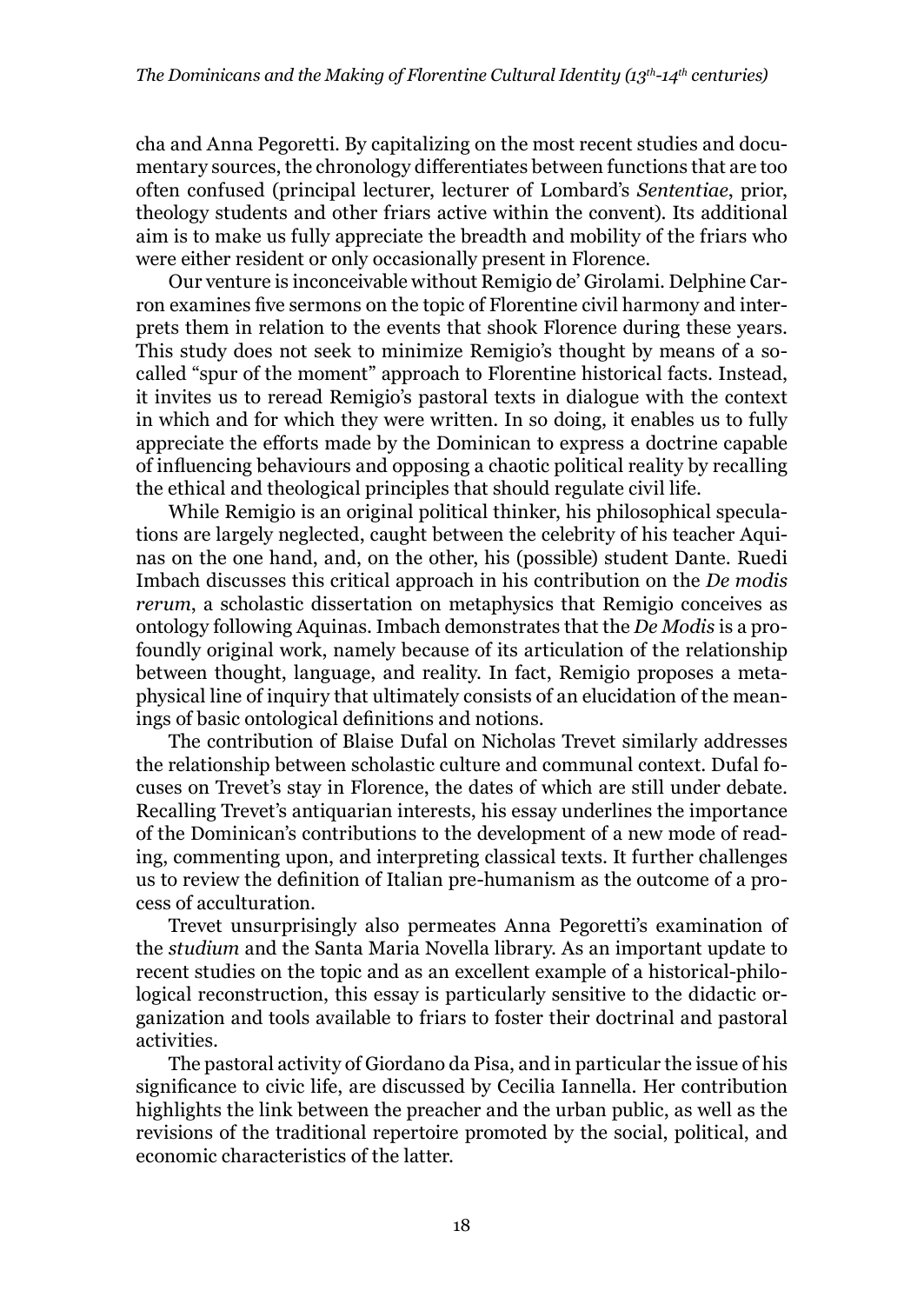cha and Anna Pegoretti. By capitalizing on the most recent studies and documentary sources, the chronology differentiates between functions that are too often confused (principal lecturer, lecturer of Lombard's *Sententiae*, prior, theology students and other friars active within the convent). Its additional aim is to make us fully appreciate the breadth and mobility of the friars who were either resident or only occasionally present in Florence.

Our venture is inconceivable without Remigio de' Girolami. Delphine Carron examines five sermons on the topic of Florentine civil harmony and interprets them in relation to the events that shook Florence during these years. This study does not seek to minimize Remigio's thought by means of a so-called "spur of the moment" approach to Florentine historical facts. Instead, it invites us to reread Remigio's pastoral texts in dialogue with the context in which and for which they were written. In so doing, it enables us to fully appreciate the efforts made by the Dominican to express a doctrine capable of influencing behaviours and opposing a chaotic political reality by recalling the ethical and theological principles that should regulate civil life.

While Remigio is an original political thinker, his philosophical speculations are largely neglected, caught between the celebrity of his teacher Aquinas on the one hand, and, on the other, his (possible) student Dante. Ruedi Imbach discusses this critical approach in his contribution on the *De modis rerum*, a scholastic dissertation on metaphysics that Remigio conceives as ontology following Aquinas. Imbach demonstrates that the *De Modis* is a profoundly original work, namely because of its articulation of the relationship between thought, language, and reality. In fact, Remigio proposes a metaphysical line of inquiry that ultimately consists of an elucidation of the meanings of basic ontological definitions and notions.

The contribution of Blaise Dufal on Nicholas Trevet similarly addresses the relationship between scholastic culture and communal context. Dufal focuses on Trevet's stay in Florence, the dates of which are still under debate. Recalling Trevet's antiquarian interests, his essay underlines the importance of the Dominican's contributions to the development of a new mode of reading, commenting upon, and interpreting classical texts. It further challenges us to review the definition of Italian pre-humanism as the outcome of a process of acculturation.

Trevet unsurprisingly also permeates Anna Pegoretti's examination of the *studium* and the Santa Maria Novella library. As an important update to recent studies on the topic and as an excellent example of a historical-philological reconstruction, this essay is particularly sensitive to the didactic organization and tools available to friars to foster their doctrinal and pastoral activities.

The pastoral activity of Giordano da Pisa, and in particular the issue of his significance to civic life, are discussed by Cecilia Iannella. Her contribution highlights the link between the preacher and the urban public, as well as the revisions of the traditional repertoire promoted by the social, political, and economic characteristics of the latter.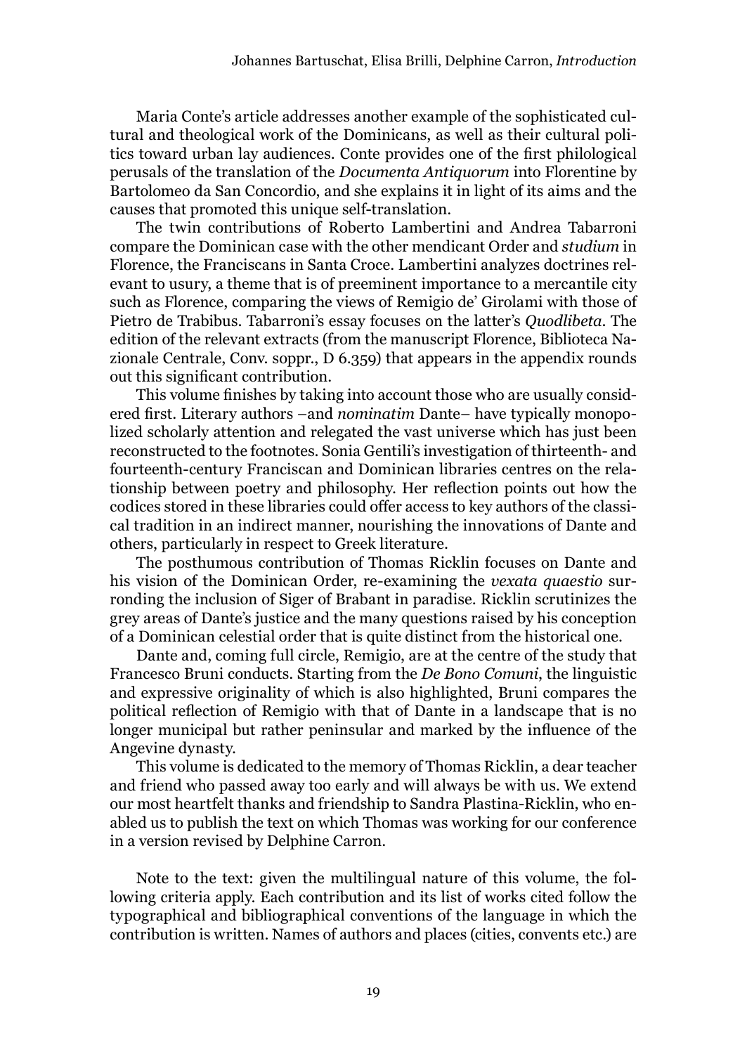Maria Conte's article addresses another example of the sophisticated cultural and theological work of the Dominicans, as well as their cultural politics toward urban lay audiences. Conte provides one of the first philological perusals of the translation of the *Documenta Antiquorum* into Florentine by Bartolomeo da San Concordio, and she explains it in light of its aims and the causes that promoted this unique self-translation.

The twin contributions of Roberto Lambertini and Andrea Tabarroni compare the Dominican case with the other mendicant Order and *studium* in Florence, the Franciscans in Santa Croce. Lambertini analyzes doctrines relevant to usury, a theme that is of preeminent importance to a mercantile city such as Florence, comparing the views of Remigio de' Girolami with those of Pietro de Trabibus. Tabarroni's essay focuses on the latter's *Quodlibeta*. The edition of the relevant extracts (from the manuscript Florence, Biblioteca Nazionale Centrale, Conv. soppr., D 6.359) that appears in the appendix rounds out this significant contribution.

This volume finishes by taking into account those who are usually considered first. Literary authors –and *nominatim* Dante– have typically monopolized scholarly attention and relegated the vast universe which has just been reconstructed to the footnotes. Sonia Gentili's investigation of thirteenth- and fourteenth-century Franciscan and Dominican libraries centres on the relationship between poetry and philosophy. Her reflection points out how the codices stored in these libraries could offer access to key authors of the classical tradition in an indirect manner, nourishing the innovations of Dante and others, particularly in respect to Greek literature.

The posthumous contribution of Thomas Ricklin focuses on Dante and his vision of the Dominican Order, re-examining the *vexata quaestio* surronding the inclusion of Siger of Brabant in paradise. Ricklin scrutinizes the grey areas of Dante's justice and the many questions raised by his conception of a Dominican celestial order that is quite distinct from the historical one.

Dante and, coming full circle, Remigio, are at the centre of the study that Francesco Bruni conducts. Starting from the *De Bono Comuni*, the linguistic and expressive originality of which is also highlighted, Bruni compares the political reflection of Remigio with that of Dante in a landscape that is no longer municipal but rather peninsular and marked by the influence of the Angevine dynasty.

This volume is dedicated to the memory of Thomas Ricklin, a dear teacher and friend who passed away too early and will always be with us. We extend our most heartfelt thanks and friendship to Sandra Plastina-Ricklin, who enabled us to publish the text on which Thomas was working for our conference in a version revised by Delphine Carron.

Note to the text: given the multilingual nature of this volume, the following criteria apply. Each contribution and its list of works cited follow the typographical and bibliographical conventions of the language in which the contribution is written. Names of authors and places (cities, convents etc.) are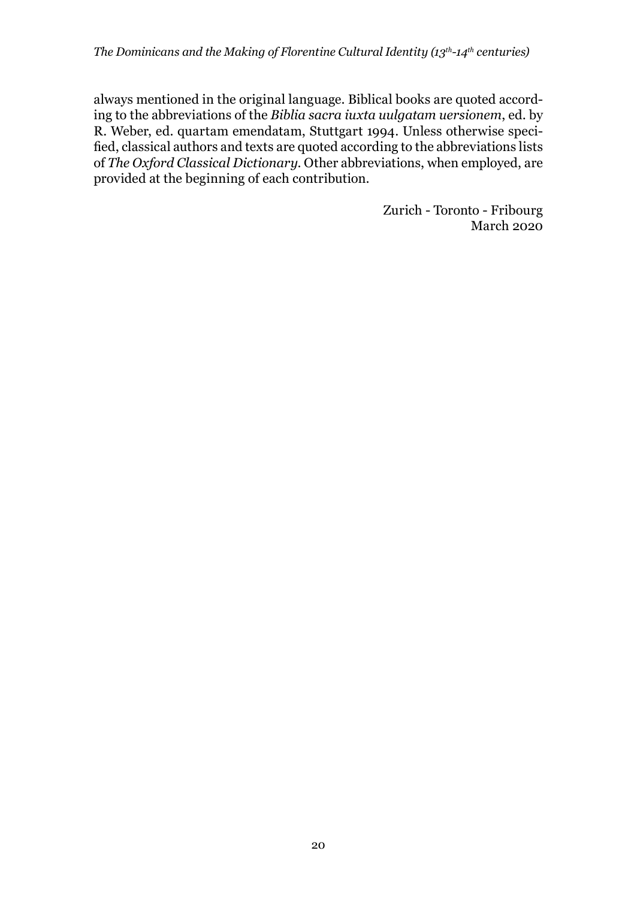always mentioned in the original language. Biblical books are quoted according to the abbreviations of the *Biblia sacra iuxta uulgatam uersionem*, ed. by R. Weber, ed. quartam emendatam, Stuttgart 1994. Unless otherwise specified, classical authors and texts are quoted according to the abbreviations lists of *The Oxford Classical Dictionary*. Other abbreviations, when employed, are provided at the beginning of each contribution.

Zurich - Toronto - Fribourg  
March 2020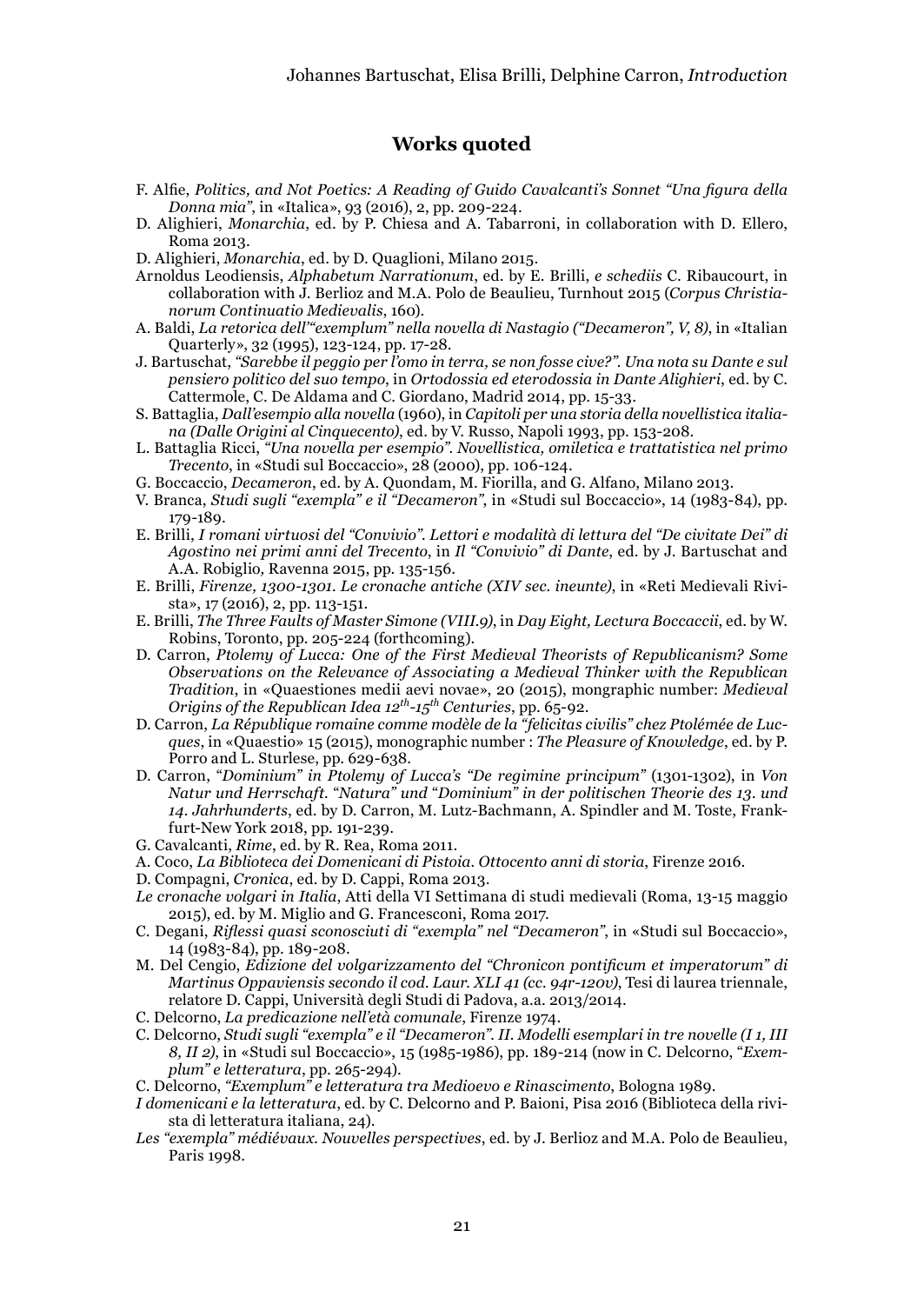## Works quoted

F. Alfie, *Politics, and Not Poetics: A Reading of Guido Cavalcanti's Sonnet "Una figura della Donna mia"*, in «Italica», 93 (2016), 2, pp. 209-224.

D. Alighieri, *Monarchia*, ed. by P. Chiesa and A. Tabarroni, in collaboration with D. Ellero, Roma 2013.

D. Alighieri, *Monarchia*, ed. by D. Quaglioni, Milano 2015.

Arnoldus Leodiensis, *Alphabetum Narrationum*, ed. by E. Brilli, *e schediis* C. Ribaucourt, in collaboration with J. Berlioz and M.A. Polo de Beaulieu, Turnhout 2015 (*Corpus Christianorum Continuatio Medievalis*, 160).

A. Baldi, *La retorica dell'"exemplum" nella novella di Nastagio ("Decameron", V, 8)*, in «Italian Quarterly», 32 (1995), 123-124, pp. 17-28.

J. Bartuschat, *"Sarebbe il peggio per l'omo in terra, se non fosse cive?". Una nota su Dante e sul pensiero politico del suo tempo*, in *Ortodossia ed eterodossia in Dante Alighieri*, ed. by C. Cattermole, C. De Aldama and C. Giordano, Madrid 2014, pp. 15-33.

S. Battaglia, *Dall'esempio alla novella* (1960), in *Capitoli per una storia della novellistica italiana (Dalle Origini al Cinquecento)*, ed. by V. Russo, Napoli 1993, pp. 153-208.

L. Battaglia Ricci, *"Una novella per esempio". Novellistica, omiletica e trattatistica nel primo Trecento*, in «Studi sul Boccaccio», 28 (2000), pp. 106-124.

G. Boccaccio, *Decameron*, ed. by A. Quondam, M. Fiorilla, and G. Alfano, Milano 2013.

V. Branca, *Studi sugli "exempla" e il "Decameron"*, in «Studi sul Boccaccio», 14 (1983-84), pp. 179-189.

E. Brilli, *I romani virtuosi del "Convivio". Lettori e modalità di lettura del "De civitate Dei" di Agostino nei primi anni del Trecento*, in *Il "Convivio" di Dante*, ed. by J. Bartuschat and A.A. Robiglio, Ravenna 2015, pp. 135-156.

E. Brilli, *Firenze, 1300-1301. Le cronache antiche (XIV sec. ineunte)*, in «Reti Medievali Rivista», 17 (2016), 2, pp. 113-151.

E. Brilli, *The Three Faults of Master Simone (VIII.9)*, in *Day Eight, Lectura Boccaccii*, ed. by W. Robins, Toronto, pp. 205-224 (forthcoming).

D. Carron, *Ptolemy of Lucca: One of the First Medieval Theorists of Republicanism? Some Observations on the Relevance of Associating a Medieval Thinker with the Republican Tradition*, in «Quaestiones medii aevi novae», 20 (2015), mongraphic number: *Medieval Origins of the Republican Idea 12th-15th Centuries*, pp. 65-92.

D. Carron, *La République romaine comme modèle de la "felicitas civilis" chez Ptolémée de Lucques*, in «Quaestio» 15 (2015), monographic number : *The Pleasure of Knowledge*, ed. by P. Porro and L. Sturlese, pp. 629-638.

D. Carron, *"Dominium" in Ptolemy of Lucca's "De regimine principum"* (1301-1302), in *Von Natur und Herrschaft. "Natura" und "Dominium" in der politischen Theorie des 13. und 14. Jahrhunderts*, ed. by D. Carron, M. Lutz-Bachmann, A. Spindler and M. Toste, Frankfurt-New York 2018, pp. 191-239.

G. Cavalcanti, *Rime*, ed. by R. Rea, Roma 2011.

A. Coco, *La Biblioteca dei Domenicani di Pistoia. Ottocento anni di storia*, Firenze 2016.

D. Compagni, *Cronica*, ed. by D. Cappi, Roma 2013.

*Le cronache volgari in Italia*, Atti della VI Settimana di studi medievali (Roma, 13-15 maggio 2015), ed. by M. Miglio and G. Francesconi, Roma 2017.

C. Degani, *Riflessi quasi sconosciuti di "exempla" nel "Decameron"*, in «Studi sul Boccaccio», 14 (1983-84), pp. 189-208.

M. Del Cengio, *Edizione del volgarizzamento del "Chronicon pontificum et imperatorum" di Martinus Oppaviensis secondo il cod. Laur. XLI 41 (cc. 94r-120v)*, Tesi di laurea triennale, relatore D. Cappi, Università degli Studi di Padova, a.a. 2013/2014.

C. Delcorno, *La predicazione nell'età comunale*, Firenze 1974.

C. Delcorno, *Studi sugli "exempla" e il "Decameron". II. Modelli esemplari in tre novelle (I 1, III 8, II 2)*, in «Studi sul Boccaccio», 15 (1985-1986), pp. 189-214 (now in C. Delcorno, *"Exemplum" e letteratura*, pp. 265-294).

C. Delcorno, *"Exemplum" e letteratura tra Medioevo e Rinascimento*, Bologna 1989.

*I domenicani e la letteratura*, ed. by C. Delcorno and P. Baioni, Pisa 2016 (Biblioteca della rivista di letteratura italiana, 24).

*Les "exempla" médiévaux. Nouvelles perspectives*, ed. by J. Berlioz and M.A. Polo de Beaulieu, Paris 1998.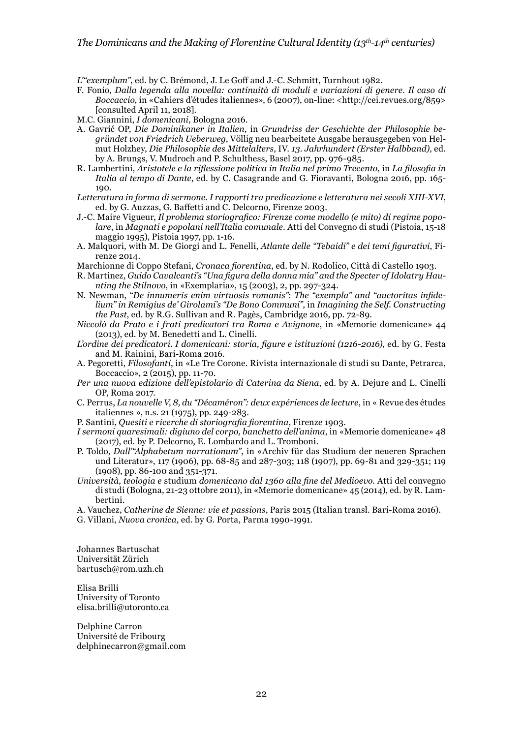*L'"exemplum"*, ed. by C. Brémond, J. Le Goff and J.-C. Schmitt, Turnhout 1982.

F. Fonio, *Dalla legenda alla novella: continuità di moduli e variazioni di genere. Il caso di Boccaccio*, in «Cahiers d'études italiennes», 6 (2007), on-line: <http://cei.revues.org/859> [consulted April 11, 2018].

M.C. Giannini, *I domenicani*, Bologna 2016.

A. Gavrić OP, *Die Dominikaner in Italien*, in *Grundriss der Geschichte der Philosophie begründet von Friedrich Ueberweg*, Völlig neu bearbeitete Ausgabe herausgegeben von Helmut Holzhey, *Die Philosophie des Mittelalters*, IV. *13. Jahrhundert (Erster Halbband)*, ed. by A. Brungs, V. Mudroch and P. Schulthess, Basel 2017, pp. 976-985.

R. Lambertini, *Aristotele e la riflessione politica in Italia nel primo Trecento*, in *La filosofia in Italia al tempo di Dante*, ed. by C. Casagrande and G. Fioravanti, Bologna 2016, pp. 165-190.

*Letteratura in forma di sermone. I rapporti tra predicazione e letteratura nei secoli XIII-XVI*, ed. by G. Auzzas, G. Baffetti and C. Delcorno, Firenze 2003.

J.-C. Maire Vigueur, *Il problema storiografico: Firenze come modello (e mito) di regime popolare*, in *Magnati e popolani nell'Italia comunale*. Atti del Convegno di studi (Pistoia, 15-18 maggio 1995), Pistoia 1997, pp. 1-16.

A. Malquori, with M. De Giorgi and L. Fenelli, *Atlante delle "Tebaidi" e dei temi figurativi*, Firenze 2014.

Marchionne di Coppo Stefani, *Cronaca fiorentina*, ed. by N. Rodolico, Città di Castello 1903.

R. Martinez, *Guido Cavalcanti's "Una figura della donna mia" and the Specter of Idolatry Haunting the Stilnovo*, in «Exemplaria», 15 (2003), 2, pp. 297-324.

N. Newman, *"De innumeris enim virtuosis romanis": The "exempla" and "auctoritas infidelium" in Remigius de' Girolami's "De Bono Communi"*, in *Imagining the Self. Constructing the Past*, ed. by R.G. Sullivan and R. Pagès, Cambridge 2016, pp. 72-89.

*Niccolò da Prato e i frati predicatori tra Roma e Avignone*, in «Memorie domenicane» 44 (2013), ed. by M. Benedetti and L. Cinelli.

*L'ordine dei predicatori. I domenicani: storia, figure e istituzioni (1216-2016)*, ed. by G. Festa and M. Rainini, Bari-Roma 2016.

A. Pegoretti, *Filosofanti*, in «Le Tre Corone. Rivista internazionale di studi su Dante, Petrarca, Boccaccio», 2 (2015), pp. 11-70.

*Per una nuova edizione dell'epistolario di Caterina da Siena*, ed. by A. Dejure and L. Cinelli OP, Roma 2017.

C. Perrus, *La nouvelle V, 8, du "Décaméron": deux expériences de lecture*, in « Revue des études italiennes », n.s. 21 (1975), pp. 249-283.

P. Santini, *Quesiti e ricerche di storiografia fiorentina*, Firenze 1903.

*I sermoni quaresimali: digiuno del corpo, banchetto dell'anima*, in «Memorie domenicane» 48 (2017), ed. by P. Delcorno, E. Lombardo and L. Tromboni.

P. Toldo, *Dall'"Alphabetum narrationum"*, in «Archiv für das Studium der neueren Sprachen und Literatur», 117 (1906), pp. 68-85 and 287-303; 118 (1907), pp. 69-81 and 329-351; 119 (1908), pp. 86-100 and 351-371.

*Università, teologia e* studium *domenicano dal 1360 alla fine del Medioevo*. Atti del convegno di studi (Bologna, 21-23 ottobre 2011), in «Memorie domenicane» 45 (2014), ed. by R. Lambertini.

A. Vauchez, *Catherine de Sienne: vie et passions*, Paris 2015 (Italian transl. Bari-Roma 2016).

G. Villani, *Nuova cronica*, ed. by G. Porta, Parma 1990-1991.

Johannes Bartuschat
Universität Zürich
bartusch@rom.uzh.ch

Elisa Brilli
University of Toronto
elisa.brilli@utoronto.ca

Delphine Carron
Université de Fribourg
delphinecarron@gmail.com